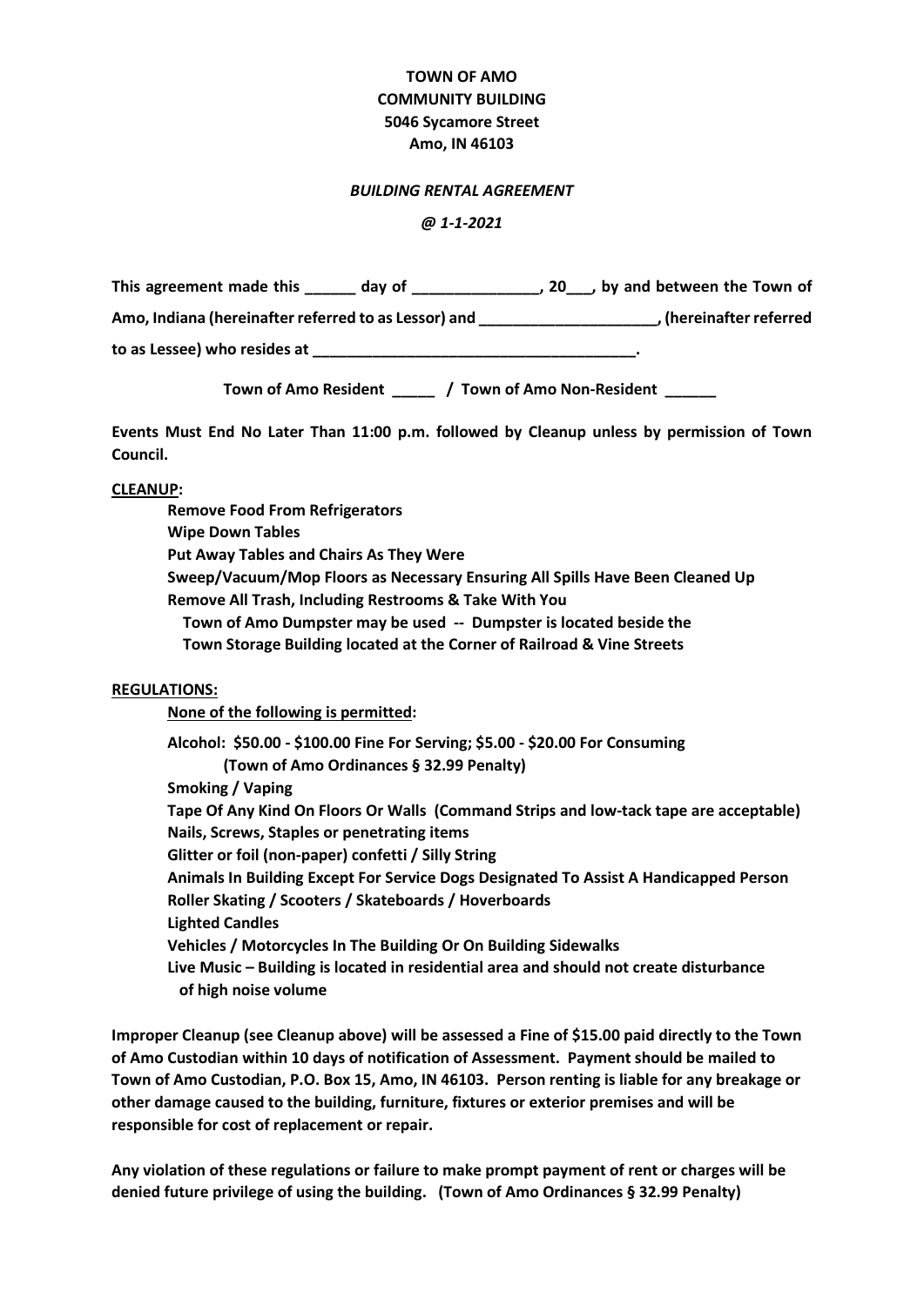**TOWN OF AMO**
**COMMUNITY BUILDING**
**5046 Sycamore Street**
**Amo, IN 46103**

***BUILDING RENTAL AGREEMENT***

***@ 1-1-2021***

**This agreement made this ______ day of _______________, 20___, by and between the Town of Amo, Indiana (hereinafter referred to as Lessor) and _____________________, (hereinafter referred to as Lessee) who resides at ______________________________________.**

**Town of Amo Resident _____ / Town of Amo Non-Resident ______**

**Events Must End No Later Than 11:00 p.m. followed by Cleanup unless by permission of Town Council.**

**CLEANUP:**

**Remove Food From Refrigerators**
**Wipe Down Tables**
**Put Away Tables and Chairs As They Were**
**Sweep/Vacuum/Mop Floors as Necessary Ensuring All Spills Have Been Cleaned Up**
**Remove All Trash, Including Restrooms & Take With You**
**Town of Amo Dumpster may be used -- Dumpster is located beside the Town Storage Building located at the Corner of Railroad & Vine Streets**

**REGULATIONS:**

**None of the following is permitted:**

**Alcohol: $50.00 - $100.00 Fine For Serving; $5.00 - $20.00 For Consuming (Town of Amo Ordinances § 32.99 Penalty)**
**Smoking / Vaping**
**Tape Of Any Kind On Floors Or Walls (Command Strips and low-tack tape are acceptable)**
**Nails, Screws, Staples or penetrating items**
**Glitter or foil (non-paper) confetti / Silly String**
**Animals In Building Except For Service Dogs Designated To Assist A Handicapped Person**
**Roller Skating / Scooters / Skateboards / Hoverboards**
**Lighted Candles**
**Vehicles / Motorcycles In The Building Or On Building Sidewalks**
**Live Music – Building is located in residential area and should not create disturbance of high noise volume**

**Improper Cleanup (see Cleanup above) will be assessed a Fine of $15.00 paid directly to the Town of Amo Custodian within 10 days of notification of Assessment. Payment should be mailed to Town of Amo Custodian, P.O. Box 15, Amo, IN 46103. Person renting is liable for any breakage or other damage caused to the building, furniture, fixtures or exterior premises and will be responsible for cost of replacement or repair.**

**Any violation of these regulations or failure to make prompt payment of rent or charges will be denied future privilege of using the building. (Town of Amo Ordinances § 32.99 Penalty)**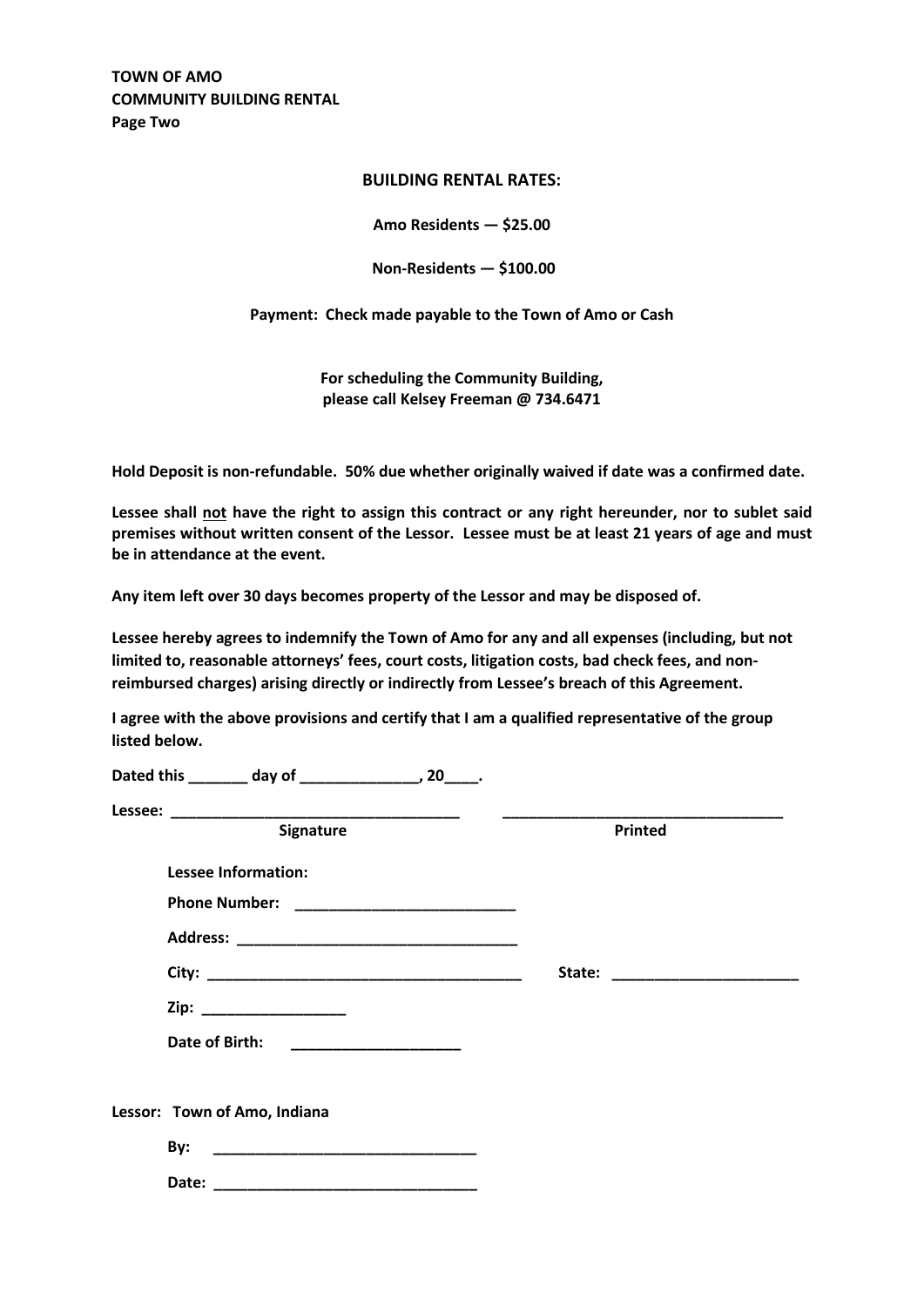**TOWN OF AMO**
**COMMUNITY BUILDING RENTAL**
**Page Two**

## BUILDING RENTAL RATES:

**Amo Residents — $25.00**

**Non-Residents — $100.00**

**Payment: Check made payable to the Town of Amo or Cash**

**For scheduling the Community Building,**
**please call Kelsey Freeman @ 734.6471**

**Hold Deposit is non-refundable. 50% due whether originally waived if date was a confirmed date.**

**Lessee shall not have the right to assign this contract or any right hereunder, nor to sublet said premises without written consent of the Lessor. Lessee must be at least 21 years of age and must be in attendance at the event.**

**Any item left over 30 days becomes property of the Lessor and may be disposed of.**

**Lessee hereby agrees to indemnify the Town of Amo for any and all expenses (including, but not limited to, reasonable attorneys' fees, court costs, litigation costs, bad check fees, and non-reimbursed charges) arising directly or indirectly from Lessee's breach of this Agreement.**

**I agree with the above provisions and certify that I am a qualified representative of the group listed below.**

**Dated this _______ day of ______________, 20____.**

**Lessee:** ___________________________________ ___________________________________
**Signature** **Printed**

**Lessee Information:**

**Phone Number:** ___________________________

**Address:** ___________________________________

**City:** ______________________________________ **State:** ______________________

**Zip:** _________________

**Date of Birth:** _____________________

**Lessor: Town of Amo, Indiana**

**By:** _______________________________

**Date:** _______________________________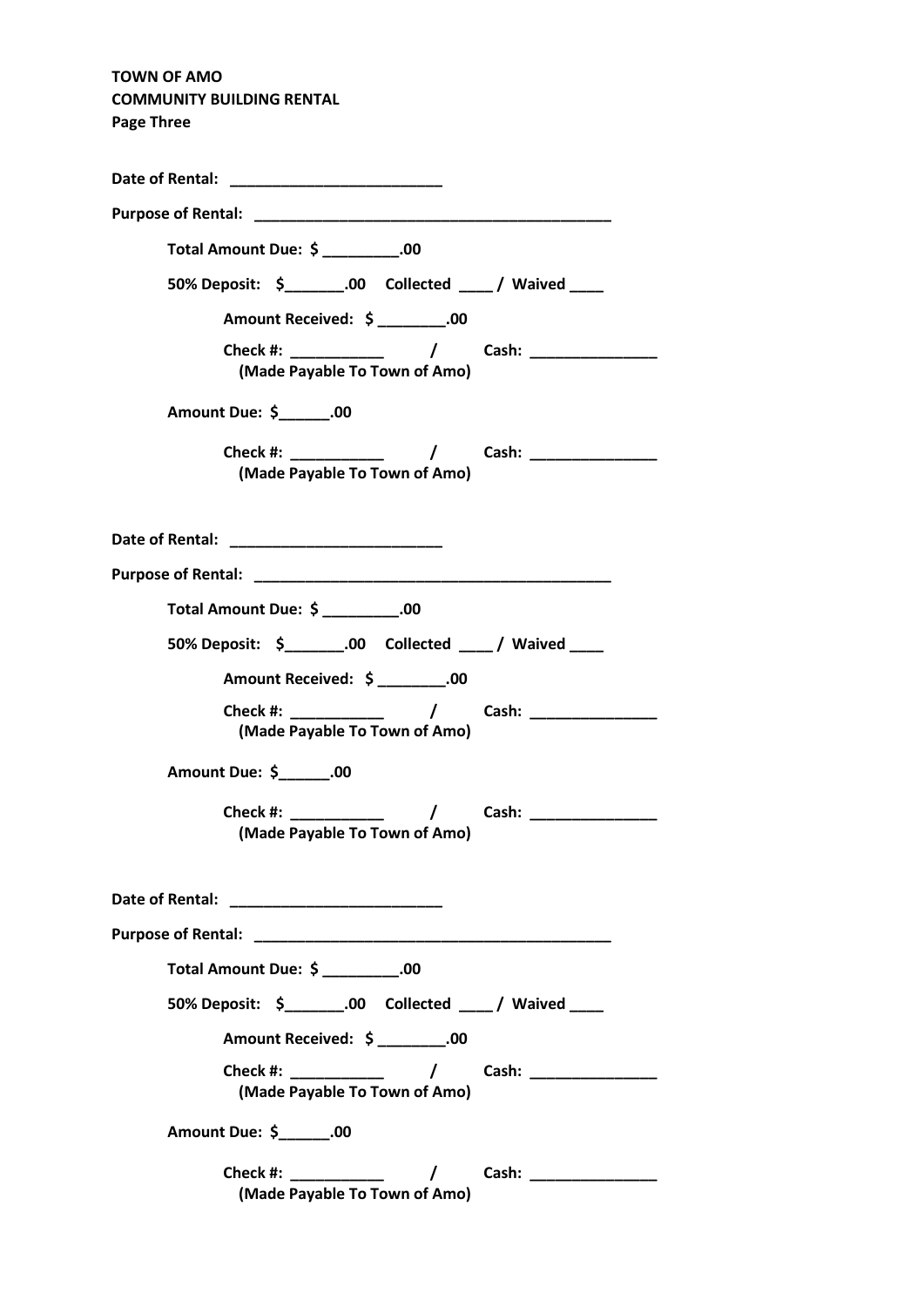**TOWN OF AMO**
**COMMUNITY BUILDING RENTAL**
**Page Three**

**Date of Rental: _________________________**

**Purpose of Rental: ___________________________________________**

**Total Amount Due: $ _________.00**

**50% Deposit: $_______.00 Collected ____ / Waived ____**

**Amount Received: $ ________.00**

**Check #: ___________ / Cash: _______________**
**(Made Payable To Town of Amo)**

**Amount Due: $______.00**

**Check #: ___________ / Cash: _______________**
**(Made Payable To Town of Amo)**

**Date of Rental: _________________________**

**Purpose of Rental: ___________________________________________**

**Total Amount Due: $ _________.00**

**50% Deposit: $_______.00 Collected ____ / Waived ____**

**Amount Received: $ ________.00**

**Check #: ___________ / Cash: _______________**
**(Made Payable To Town of Amo)**

**Amount Due: $______.00**

**Check #: ___________ / Cash: _______________**
**(Made Payable To Town of Amo)**

**Date of Rental: _________________________**

**Purpose of Rental: ___________________________________________**

**Total Amount Due: $ _________.00**

**50% Deposit: $_______.00 Collected ____ / Waived ____**

**Amount Received: $ ________.00**

**Check #: ___________ / Cash: _______________**
**(Made Payable To Town of Amo)**

**Amount Due: $______.00**

**Check #: ___________ / Cash: _______________**
**(Made Payable To Town of Amo)**